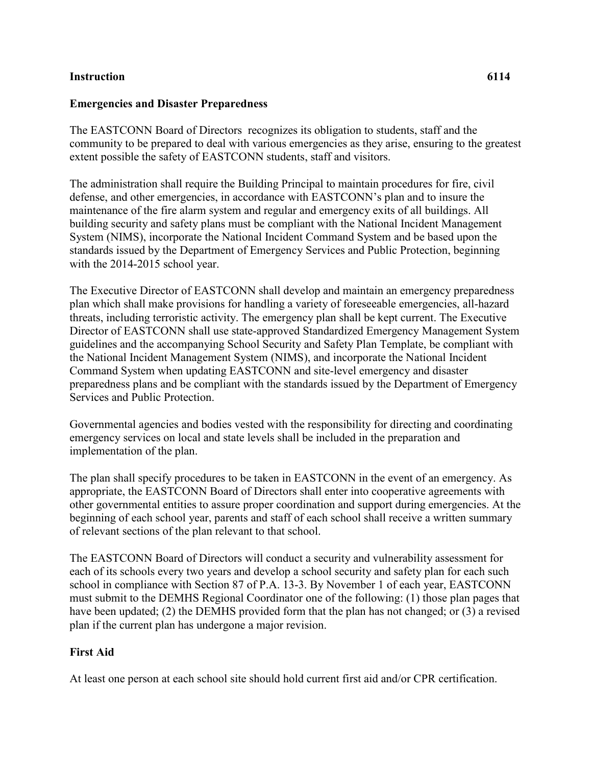**Instruction 6114**

## Emergencies and Disaster Preparedness

The EASTCONN Board of Directors recognizes its obligation to students, staff and the community to be prepared to deal with various emergencies as they arise, ensuring to the greatest extent possible the safety of EASTCONN students, staff and visitors.

The administration shall require the Building Principal to maintain procedures for fire, civil defense, and other emergencies, in accordance with EASTCONN's plan and to insure the maintenance of the fire alarm system and regular and emergency exits of all buildings. All building security and safety plans must be compliant with the National Incident Management System (NIMS), incorporate the National Incident Command System and be based upon the standards issued by the Department of Emergency Services and Public Protection, beginning with the 2014-2015 school year.

The Executive Director of EASTCONN shall develop and maintain an emergency preparedness plan which shall make provisions for handling a variety of foreseeable emergencies, all-hazard threats, including terroristic activity. The emergency plan shall be kept current. The Executive Director of EASTCONN shall use state-approved Standardized Emergency Management System guidelines and the accompanying School Security and Safety Plan Template, be compliant with the National Incident Management System (NIMS), and incorporate the National Incident Command System when updating EASTCONN and site-level emergency and disaster preparedness plans and be compliant with the standards issued by the Department of Emergency Services and Public Protection.

Governmental agencies and bodies vested with the responsibility for directing and coordinating emergency services on local and state levels shall be included in the preparation and implementation of the plan.

The plan shall specify procedures to be taken in EASTCONN in the event of an emergency. As appropriate, the EASTCONN Board of Directors shall enter into cooperative agreements with other governmental entities to assure proper coordination and support during emergencies. At the beginning of each school year, parents and staff of each school shall receive a written summary of relevant sections of the plan relevant to that school.

The EASTCONN Board of Directors will conduct a security and vulnerability assessment for each of its schools every two years and develop a school security and safety plan for each such school in compliance with Section 87 of P.A. 13-3. By November 1 of each year, EASTCONN must submit to the DEMHS Regional Coordinator one of the following: (1) those plan pages that have been updated; (2) the DEMHS provided form that the plan has not changed; or (3) a revised plan if the current plan has undergone a major revision.

### First Aid

At least one person at each school site should hold current first aid and/or CPR certification.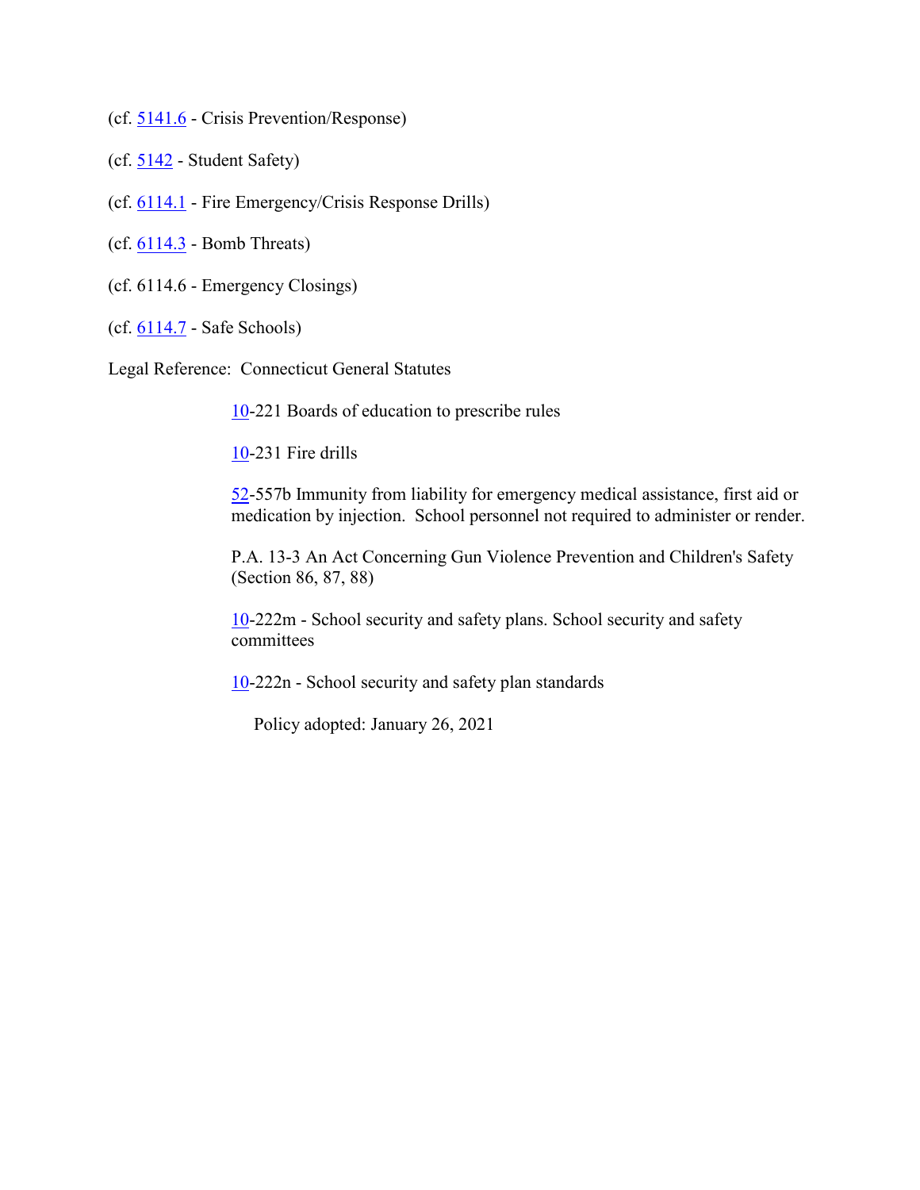(cf. 5141.6 - Crisis Prevention/Response)

(cf. 5142 - Student Safety)

(cf. 6114.1 - Fire Emergency/Crisis Response Drills)

(cf. 6114.3 - Bomb Threats)

(cf. 6114.6 - Emergency Closings)

(cf. 6114.7 - Safe Schools)

Legal Reference: Connecticut General Statutes

10-221 Boards of education to prescribe rules

10-231 Fire drills

52-557b Immunity from liability for emergency medical assistance, first aid or medication by injection. School personnel not required to administer or render.

P.A. 13-3 An Act Concerning Gun Violence Prevention and Children's Safety (Section 86, 87, 88)

10-222m - School security and safety plans. School security and safety committees

10-222n - School security and safety plan standards

Policy adopted: January 26, 2021